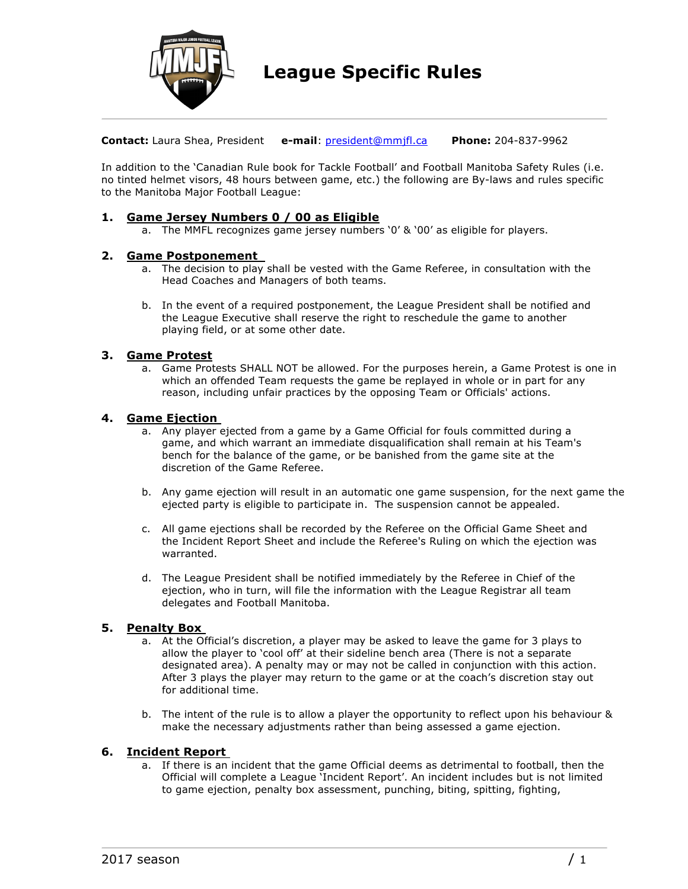# League Specific Rules

**Contact:** Laura Shea, President **e-mail**: president@mmjfl.ca **Phone:** 204-837-9962

In addition to the 'Canadian Rule book for Tackle Football' and Football Manitoba Safety Rules (i.e. no tinted helmet visors, 48 hours between game, etc.) the following are By-laws and rules specific to the Manitoba Major Football League:

1. **Game Jersey Numbers 0 / 00 as Eligible**
   a. The MMFL recognizes game jersey numbers '0' & '00' as eligible for players.

2. **Game Postponement**
   a. The decision to play shall be vested with the Game Referee, in consultation with the Head Coaches and Managers of both teams.

   b. In the event of a required postponement, the League President shall be notified and the League Executive shall reserve the right to reschedule the game to another playing field, or at some other date.

3. **Game Protest**
   a. Game Protests SHALL NOT be allowed. For the purposes herein, a Game Protest is one in which an offended Team requests the game be replayed in whole or in part for any reason, including unfair practices by the opposing Team or Officials' actions.

4. **Game Ejection**
   a. Any player ejected from a game by a Game Official for fouls committed during a game, and which warrant an immediate disqualification shall remain at his Team's bench for the balance of the game, or be banished from the game site at the discretion of the Game Referee.

   b. Any game ejection will result in an automatic one game suspension, for the next game the ejected party is eligible to participate in. The suspension cannot be appealed.

   c. All game ejections shall be recorded by the Referee on the Official Game Sheet and the Incident Report Sheet and include the Referee's Ruling on which the ejection was warranted.

   d. The League President shall be notified immediately by the Referee in Chief of the ejection, who in turn, will file the information with the League Registrar all team delegates and Football Manitoba.

5. **Penalty Box**
   a. At the Official's discretion, a player may be asked to leave the game for 3 plays to allow the player to 'cool off' at their sideline bench area (There is not a separate designated area). A penalty may or may not be called in conjunction with this action. After 3 plays the player may return to the game or at the coach's discretion stay out for additional time.

   b. The intent of the rule is to allow a player the opportunity to reflect upon his behaviour & make the necessary adjustments rather than being assessed a game ejection.

6. **Incident Report**
   a. If there is an incident that the game Official deems as detrimental to football, then the Official will complete a League 'Incident Report'. An incident includes but is not limited to game ejection, penalty box assessment, punching, biting, spitting, fighting,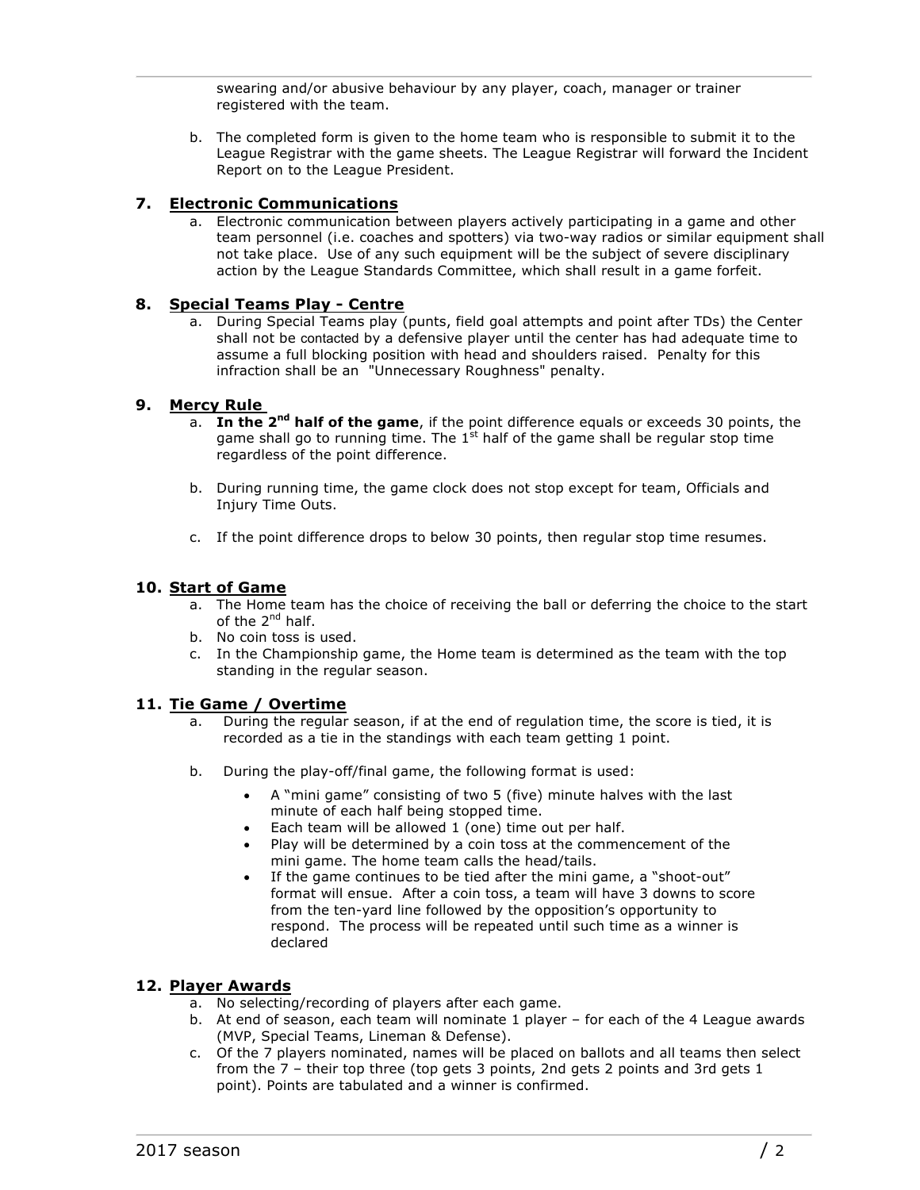swearing and/or abusive behaviour by any player, coach, manager or trainer registered with the team.

b. The completed form is given to the home team who is responsible to submit it to the League Registrar with the game sheets. The League Registrar will forward the Incident Report on to the League President.

### 7. Electronic Communications

a. Electronic communication between players actively participating in a game and other team personnel (i.e. coaches and spotters) via two-way radios or similar equipment shall not take place. Use of any such equipment will be the subject of severe disciplinary action by the League Standards Committee, which shall result in a game forfeit.

### 8. Special Teams Play - Centre

a. During Special Teams play (punts, field goal attempts and point after TDs) the Center shall not be contacted by a defensive player until the center has had adequate time to assume a full blocking position with head and shoulders raised. Penalty for this infraction shall be an "Unnecessary Roughness" penalty.

### 9. Mercy Rule

a. **In the 2nd half of the game**, if the point difference equals or exceeds 30 points, the game shall go to running time. The 1st half of the game shall be regular stop time regardless of the point difference.

b. During running time, the game clock does not stop except for team, Officials and Injury Time Outs.

c. If the point difference drops to below 30 points, then regular stop time resumes.

### 10. Start of Game

a. The Home team has the choice of receiving the ball or deferring the choice to the start of the 2nd half.
b. No coin toss is used.
c. In the Championship game, the Home team is determined as the team with the top standing in the regular season.

### 11. Tie Game / Overtime

a. During the regular season, if at the end of regulation time, the score is tied, it is recorded as a tie in the standings with each team getting 1 point.

b. During the play-off/final game, the following format is used:

- A "mini game" consisting of two 5 (five) minute halves with the last minute of each half being stopped time.
- Each team will be allowed 1 (one) time out per half.
- Play will be determined by a coin toss at the commencement of the mini game. The home team calls the head/tails.
- If the game continues to be tied after the mini game, a "shoot-out" format will ensue. After a coin toss, a team will have 3 downs to score from the ten-yard line followed by the opposition's opportunity to respond. The process will be repeated until such time as a winner is declared

### 12. Player Awards

a. No selecting/recording of players after each game.
b. At end of season, each team will nominate 1 player – for each of the 4 League awards (MVP, Special Teams, Lineman & Defense).
c. Of the 7 players nominated, names will be placed on ballots and all teams then select from the 7 – their top three (top gets 3 points, 2nd gets 2 points and 3rd gets 1 point). Points are tabulated and a winner is confirmed.